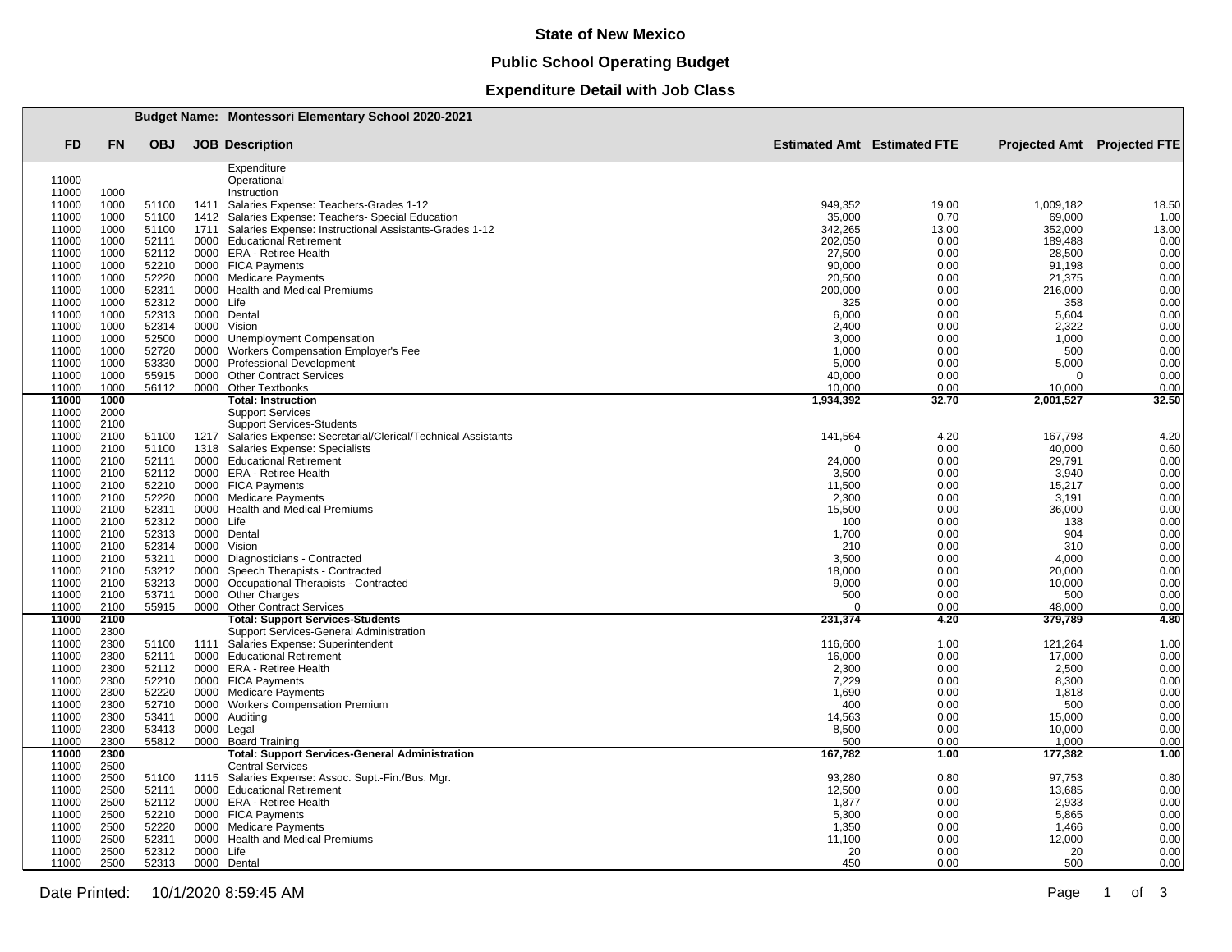# State of New Mexico

## Public School Operating Budget

### Expenditure Detail with Job Class

**Budget Name: Montessori Elementary School 2020-2021**

| FD | FN | OBJ | JOB | Description | Estimated Amt | Estimated FTE | Projected Amt | Projected FTE |
|---|---|---|---|---|---|---|---|---|
| | | | | Expenditure | | | | |
| 11000 | | | | Operational | | | | |
| 11000 | 1000 | | | Instruction | | | | |
| 11000 | 1000 | 51100 | 1411 | Salaries Expense: Teachers-Grades 1-12 | 949,352 | 19.00 | 1,009,182 | 18.50 |
| 11000 | 1000 | 51100 | 1412 | Salaries Expense: Teachers- Special Education | 35,000 | 0.70 | 69,000 | 1.00 |
| 11000 | 1000 | 51100 | 1711 | Salaries Expense: Instructional Assistants-Grades 1-12 | 342,265 | 13.00 | 352,000 | 13.00 |
| 11000 | 1000 | 52111 | 0000 | Educational Retirement | 202,050 | 0.00 | 189,488 | 0.00 |
| 11000 | 1000 | 52112 | 0000 | ERA - Retiree Health | 27,500 | 0.00 | 28,500 | 0.00 |
| 11000 | 1000 | 52210 | 0000 | FICA Payments | 90,000 | 0.00 | 91,198 | 0.00 |
| 11000 | 1000 | 52220 | 0000 | Medicare Payments | 20,500 | 0.00 | 21,375 | 0.00 |
| 11000 | 1000 | 52311 | 0000 | Health and Medical Premiums | 200,000 | 0.00 | 216,000 | 0.00 |
| 11000 | 1000 | 52312 | 0000 | Life | 325 | 0.00 | 358 | 0.00 |
| 11000 | 1000 | 52313 | 0000 | Dental | 6,000 | 0.00 | 5,604 | 0.00 |
| 11000 | 1000 | 52314 | 0000 | Vision | 2,400 | 0.00 | 2,322 | 0.00 |
| 11000 | 1000 | 52500 | 0000 | Unemployment Compensation | 3,000 | 0.00 | 1,000 | 0.00 |
| 11000 | 1000 | 52720 | 0000 | Workers Compensation Employer's Fee | 1,000 | 0.00 | 500 | 0.00 |
| 11000 | 1000 | 53330 | 0000 | Professional Development | 5,000 | 0.00 | 5,000 | 0.00 |
| 11000 | 1000 | 55915 | 0000 | Other Contract Services | 40,000 | 0.00 | 0 | 0.00 |
| 11000 | 1000 | 56112 | 0000 | Other Textbooks | 10,000 | 0.00 | 10,000 | 0.00 |
| **11000** | **1000** | | | **Total: Instruction** | **1,934,392** | **32.70** | **2,001,527** | **32.50** |
| 11000 | 2000 | | | Support Services | | | | |
| 11000 | 2100 | | | Support Services-Students | | | | |
| 11000 | 2100 | 51100 | 1217 | Salaries Expense: Secretarial/Clerical/Technical Assistants | 141,564 | 4.20 | 167,798 | 4.20 |
| 11000 | 2100 | 51100 | 1318 | Salaries Expense: Specialists | 0 | 0.00 | 40,000 | 0.60 |
| 11000 | 2100 | 52111 | 0000 | Educational Retirement | 24,000 | 0.00 | 29,791 | 0.00 |
| 11000 | 2100 | 52112 | 0000 | ERA - Retiree Health | 3,500 | 0.00 | 3,940 | 0.00 |
| 11000 | 2100 | 52210 | 0000 | FICA Payments | 11,500 | 0.00 | 15,217 | 0.00 |
| 11000 | 2100 | 52220 | 0000 | Medicare Payments | 2,300 | 0.00 | 3,191 | 0.00 |
| 11000 | 2100 | 52311 | 0000 | Health and Medical Premiums | 15,500 | 0.00 | 36,000 | 0.00 |
| 11000 | 2100 | 52312 | 0000 | Life | 100 | 0.00 | 138 | 0.00 |
| 11000 | 2100 | 52313 | 0000 | Dental | 1,700 | 0.00 | 904 | 0.00 |
| 11000 | 2100 | 52314 | 0000 | Vision | 210 | 0.00 | 310 | 0.00 |
| 11000 | 2100 | 53211 | 0000 | Diagnosticians - Contracted | 3,500 | 0.00 | 4,000 | 0.00 |
| 11000 | 2100 | 53212 | 0000 | Speech Therapists - Contracted | 18,000 | 0.00 | 20,000 | 0.00 |
| 11000 | 2100 | 53213 | 0000 | Occupational Therapists - Contracted | 9,000 | 0.00 | 10,000 | 0.00 |
| 11000 | 2100 | 53711 | 0000 | Other Charges | 500 | 0.00 | 500 | 0.00 |
| 11000 | 2100 | 55915 | 0000 | Other Contract Services | 0 | 0.00 | 48,000 | 0.00 |
| **11000** | **2100** | | | **Total: Support Services-Students** | **231,374** | **4.20** | **379,789** | **4.80** |
| 11000 | 2300 | | | Support Services-General Administration | | | | |
| 11000 | 2300 | 51100 | 1111 | Salaries Expense: Superintendent | 116,600 | 1.00 | 121,264 | 1.00 |
| 11000 | 2300 | 52111 | 0000 | Educational Retirement | 16,000 | 0.00 | 17,000 | 0.00 |
| 11000 | 2300 | 52112 | 0000 | ERA - Retiree Health | 2,300 | 0.00 | 2,500 | 0.00 |
| 11000 | 2300 | 52210 | 0000 | FICA Payments | 7,229 | 0.00 | 8,300 | 0.00 |
| 11000 | 2300 | 52220 | 0000 | Medicare Payments | 1,690 | 0.00 | 1,818 | 0.00 |
| 11000 | 2300 | 52710 | 0000 | Workers Compensation Premium | 400 | 0.00 | 500 | 0.00 |
| 11000 | 2300 | 53411 | 0000 | Auditing | 14,563 | 0.00 | 15,000 | 0.00 |
| 11000 | 2300 | 53413 | 0000 | Legal | 8,500 | 0.00 | 10,000 | 0.00 |
| 11000 | 2300 | 55812 | 0000 | Board Training | 500 | 0.00 | 1,000 | 0.00 |
| **11000** | **2300** | | | **Total: Support Services-General Administration** | **167,782** | **1.00** | **177,382** | **1.00** |
| 11000 | 2500 | | | Central Services | | | | |
| 11000 | 2500 | 51100 | 1115 | Salaries Expense: Assoc. Supt.-Fin./Bus. Mgr. | 93,280 | 0.80 | 97,753 | 0.80 |
| 11000 | 2500 | 52111 | 0000 | Educational Retirement | 12,500 | 0.00 | 13,685 | 0.00 |
| 11000 | 2500 | 52112 | 0000 | ERA - Retiree Health | 1,877 | 0.00 | 2,933 | 0.00 |
| 11000 | 2500 | 52210 | 0000 | FICA Payments | 5,300 | 0.00 | 5,865 | 0.00 |
| 11000 | 2500 | 52220 | 0000 | Medicare Payments | 1,350 | 0.00 | 1,466 | 0.00 |
| 11000 | 2500 | 52311 | 0000 | Health and Medical Premiums | 11,100 | 0.00 | 12,000 | 0.00 |
| 11000 | 2500 | 52312 | 0000 | Life | 20 | 0.00 | 20 | 0.00 |
| 11000 | 2500 | 52313 | 0000 | Dental | 450 | 0.00 | 500 | 0.00 |

Date Printed: 10/1/2020 8:59:45 AM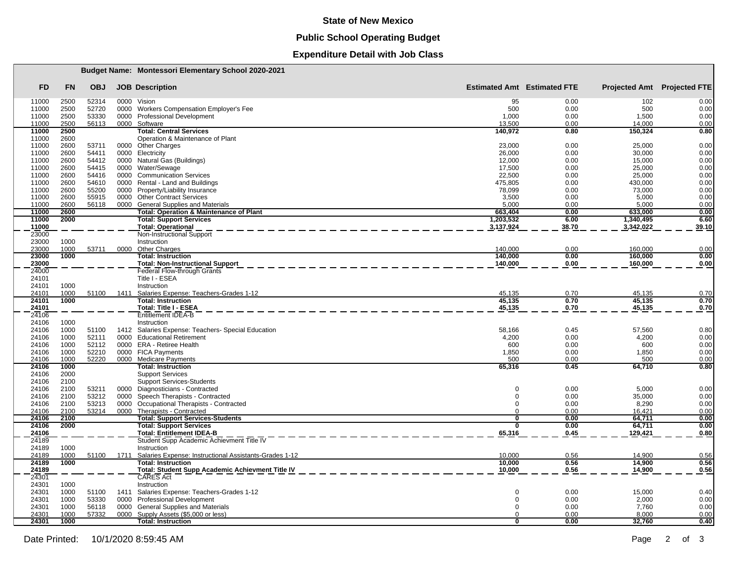**State of New Mexico**

**Public School Operating Budget**

**Expenditure Detail with Job Class**

**Budget Name: Montessori Elementary School 2020-2021**

| FD | FN | OBJ | JOB | Description | Estimated Amt | Estimated FTE | Projected Amt | Projected FTE |
|---|---|---|---|---|---|---|---|---|
| 11000 | 2500 | 52314 | 0000 | Vision | 95 | 0.00 | 102 | 0.00 |
| 11000 | 2500 | 52720 | 0000 | Workers Compensation Employer's Fee | 500 | 0.00 | 500 | 0.00 |
| 11000 | 2500 | 53330 | 0000 | Professional Development | 1,000 | 0.00 | 1,500 | 0.00 |
| 11000 | 2500 | 56113 | 0000 | Software | 13,500 | 0.00 | 14,000 | 0.00 |
| **11000** | **2500** | | | **Total: Central Services** | **140,972** | **0.80** | **150,324** | **0.80** |
| 11000 | 2600 | | | Operation & Maintenance of Plant | | | | |
| 11000 | 2600 | 53711 | 0000 | Other Charges | 23,000 | 0.00 | 25,000 | 0.00 |
| 11000 | 2600 | 54411 | 0000 | Electricity | 26,000 | 0.00 | 30,000 | 0.00 |
| 11000 | 2600 | 54412 | 0000 | Natural Gas (Buildings) | 12,000 | 0.00 | 15,000 | 0.00 |
| 11000 | 2600 | 54415 | 0000 | Water/Sewage | 17,500 | 0.00 | 25,000 | 0.00 |
| 11000 | 2600 | 54416 | 0000 | Communication Services | 22,500 | 0.00 | 25,000 | 0.00 |
| 11000 | 2600 | 54610 | 0000 | Rental - Land and Buildings | 475,805 | 0.00 | 430,000 | 0.00 |
| 11000 | 2600 | 55200 | 0000 | Property/Liability Insurance | 78,099 | 0.00 | 73,000 | 0.00 |
| 11000 | 2600 | 55915 | 0000 | Other Contract Services | 3,500 | 0.00 | 5,000 | 0.00 |
| 11000 | 2600 | 56118 | 0000 | General Supplies and Materials | 5,000 | 0.00 | 5,000 | 0.00 |
| **11000** | **2600** | | | **Total: Operation & Maintenance of Plant** | **663,404** | **0.00** | **633,000** | **0.00** |
| **11000** | **2000** | | | **Total: Support Services** | **1,203,532** | **6.00** | **1,340,495** | **6.60** |
| **11000** | | | | **Total: Operational** | **3,137,924** | **38.70** | **3,342,022** | **39.10** |
| 23000 | | | | Non-Instructional Support | | | | |
| 23000 | 1000 | | | Instruction | | | | |
| 23000 | 1000 | 53711 | 0000 | Other Charges | 140,000 | 0.00 | 160,000 | 0.00 |
| **23000** | **1000** | | | **Total: Instruction** | **140,000** | **0.00** | **160,000** | **0.00** |
| **23000** | | | | **Total: Non-Instructional Support** | **140,000** | **0.00** | **160,000** | **0.00** |
| 24000 | | | | Federal Flow-through Grants | | | | |
| 24101 | | | | Title I - ESEA | | | | |
| 24101 | 1000 | | | Instruction | | | | |
| 24101 | 1000 | 51100 | 1411 | Salaries Expense: Teachers-Grades 1-12 | 45,135 | 0.70 | 45,135 | 0.70 |
| **24101** | **1000** | | | **Total: Instruction** | **45,135** | **0.70** | **45,135** | **0.70** |
| **24101** | | | | **Total: Title I - ESEA** | **45,135** | **0.70** | **45,135** | **0.70** |
| 24106 | | | | Entitlement IDEA-B | | | | |
| 24106 | 1000 | | | Instruction | | | | |
| 24106 | 1000 | 51100 | 1412 | Salaries Expense: Teachers- Special Education | 58,166 | 0.45 | 57,560 | 0.80 |
| 24106 | 1000 | 52111 | 0000 | Educational Retirement | 4,200 | 0.00 | 4,200 | 0.00 |
| 24106 | 1000 | 52112 | 0000 | ERA - Retiree Health | 600 | 0.00 | 600 | 0.00 |
| 24106 | 1000 | 52210 | 0000 | FICA Payments | 1,850 | 0.00 | 1,850 | 0.00 |
| 24106 | 1000 | 52220 | 0000 | Medicare Payments | 500 | 0.00 | 500 | 0.00 |
| **24106** | **1000** | | | **Total: Instruction** | **65,316** | **0.45** | **64,710** | **0.80** |
| 24106 | 2000 | | | Support Services | | | | |
| 24106 | 2100 | | | Support Services-Students | | | | |
| 24106 | 2100 | 53211 | 0000 | Diagnosticians - Contracted | 0 | 0.00 | 5,000 | 0.00 |
| 24106 | 2100 | 53212 | 0000 | Speech Therapists - Contracted | 0 | 0.00 | 35,000 | 0.00 |
| 24106 | 2100 | 53213 | 0000 | Occupational Therapists - Contracted | 0 | 0.00 | 8,290 | 0.00 |
| 24106 | 2100 | 53214 | 0000 | Therapists - Contracted | 0 | 0.00 | 16,421 | 0.00 |
| **24106** | **2100** | | | **Total: Support Services-Students** | **0** | **0.00** | **64,711** | **0.00** |
| **24106** | **2000** | | | **Total: Support Services** | **0** | **0.00** | **64,711** | **0.00** |
| **24106** | | | | **Total: Entitlement IDEA-B** | **65,316** | **0.45** | **129,421** | **0.80** |
| 24189 | | | | Student Supp Academic Achievment Title IV | | | | |
| 24189 | 1000 | | | Instruction | | | | |
| 24189 | 1000 | 51100 | 1711 | Salaries Expense: Instructional Assistants-Grades 1-12 | 10,000 | 0.56 | 14,900 | 0.56 |
| **24189** | **1000** | | | **Total: Instruction** | **10,000** | **0.56** | **14,900** | **0.56** |
| **24189** | | | | **Total: Student Supp Academic Achievment Title IV** | **10,000** | **0.56** | **14,900** | **0.56** |
| 24301 | | | | CARES Act | | | | |
| 24301 | 1000 | | | Instruction | | | | |
| 24301 | 1000 | 51100 | 1411 | Salaries Expense: Teachers-Grades 1-12 | 0 | 0.00 | 15,000 | 0.40 |
| 24301 | 1000 | 53330 | 0000 | Professional Development | 0 | 0.00 | 2,000 | 0.00 |
| 24301 | 1000 | 56118 | 0000 | General Supplies and Materials | 0 | 0.00 | 7,760 | 0.00 |
| 24301 | 1000 | 57332 | 0000 | Supply Assets ($5,000 or less) | 0 | 0.00 | 8,000 | 0.00 |
| **24301** | **1000** | | | **Total: Instruction** | **0** | **0.00** | **32,760** | **0.40** |

Date Printed: 10/1/2020 8:59:45 AM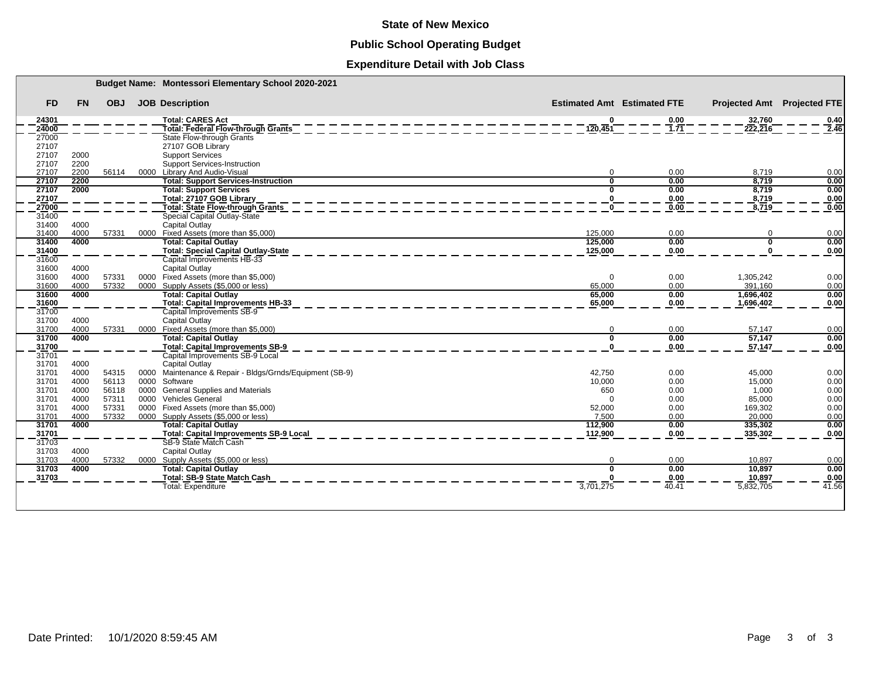# State of New Mexico

## Public School Operating Budget

## Expenditure Detail with Job Class

**Budget Name: Montessori Elementary School 2020-2021**

| FD | FN | OBJ | JOB | Description | Estimated Amt | Estimated FTE | Projected Amt | Projected FTE |
|---|---|---|---|---|---|---|---|---|
| **24301** | | | | **Total: CARES Act** | **0** | **0.00** | **32,760** | **0.40** |
| **24000** | | | | **Total: Federal Flow-through Grants** | **120,451** | **1.71** | **222,216** | **2.46** |
| 27000 | | | | State Flow-through Grants | | | | |
| 27107 | | | | 27107 GOB Library | | | | |
| 27107 | 2000 | | | Support Services | | | | |
| 27107 | 2200 | | | Support Services-Instruction | | | | |
| 27107 | 2200 | 56114 | 0000 | Library And Audio-Visual | 0 | 0.00 | 8,719 | 0.00 |
| **27107** | **2200** | | | **Total: Support Services-Instruction** | **0** | **0.00** | **8,719** | **0.00** |
| **27107** | **2000** | | | **Total: Support Services** | **0** | **0.00** | **8,719** | **0.00** |
| **27107** | | | | **Total: 27107 GOB Library** | **0** | **0.00** | **8,719** | **0.00** |
| **27000** | | | | **Total: State Flow-through Grants** | **0** | **0.00** | **8,719** | **0.00** |
| 31400 | | | | Special Capital Outlay-State | | | | |
| 31400 | 4000 | | | Capital Outlay | | | | |
| 31400 | 4000 | 57331 | 0000 | Fixed Assets (more than $5,000) | 125,000 | 0.00 | 0 | 0.00 |
| **31400** | **4000** | | | **Total: Capital Outlay** | **125,000** | **0.00** | **0** | **0.00** |
| **31400** | | | | **Total: Special Capital Outlay-State** | **125,000** | **0.00** | **0** | **0.00** |
| 31600 | | | | Capital Improvements HB-33 | | | | |
| 31600 | 4000 | | | Capital Outlay | | | | |
| 31600 | 4000 | 57331 | 0000 | Fixed Assets (more than $5,000) | 0 | 0.00 | 1,305,242 | 0.00 |
| 31600 | 4000 | 57332 | 0000 | Supply Assets ($5,000 or less) | 65,000 | 0.00 | 391,160 | 0.00 |
| **31600** | **4000** | | | **Total: Capital Outlay** | **65,000** | **0.00** | **1,696,402** | **0.00** |
| **31600** | | | | **Total: Capital Improvements HB-33** | **65,000** | **0.00** | **1,696,402** | **0.00** |
| 31700 | | | | Capital Improvements SB-9 | | | | |
| 31700 | 4000 | | | Capital Outlay | | | | |
| 31700 | 4000 | 57331 | 0000 | Fixed Assets (more than $5,000) | 0 | 0.00 | 57,147 | 0.00 |
| **31700** | **4000** | | | **Total: Capital Outlay** | **0** | **0.00** | **57,147** | **0.00** |
| **31700** | | | | **Total: Capital Improvements SB-9** | **0** | **0.00** | **57,147** | **0.00** |
| 31701 | | | | Capital Improvements SB-9 Local | | | | |
| 31701 | 4000 | | | Capital Outlay | | | | |
| 31701 | 4000 | 54315 | 0000 | Maintenance & Repair - Bldgs/Grnds/Equipment (SB-9) | 42,750 | 0.00 | 45,000 | 0.00 |
| 31701 | 4000 | 56113 | 0000 | Software | 10,000 | 0.00 | 15,000 | 0.00 |
| 31701 | 4000 | 56118 | 0000 | General Supplies and Materials | 650 | 0.00 | 1,000 | 0.00 |
| 31701 | 4000 | 57311 | 0000 | Vehicles General | 0 | 0.00 | 85,000 | 0.00 |
| 31701 | 4000 | 57331 | 0000 | Fixed Assets (more than $5,000) | 52,000 | 0.00 | 169,302 | 0.00 |
| 31701 | 4000 | 57332 | 0000 | Supply Assets ($5,000 or less) | 7,500 | 0.00 | 20,000 | 0.00 |
| **31701** | **4000** | | | **Total: Capital Outlay** | **112,900** | **0.00** | **335,302** | **0.00** |
| **31701** | | | | **Total: Capital Improvements SB-9 Local** | **112,900** | **0.00** | **335,302** | **0.00** |
| 31703 | | | | SB-9 State Match Cash | | | | |
| 31703 | 4000 | | | Capital Outlay | | | | |
| 31703 | 4000 | 57332 | 0000 | Supply Assets ($5,000 or less) | 0 | 0.00 | 10,897 | 0.00 |
| **31703** | **4000** | | | **Total: Capital Outlay** | **0** | **0.00** | **10,897** | **0.00** |
| **31703** | | | | **Total: SB-9 State Match Cash** | **0** | **0.00** | **10,897** | **0.00** |
| | | | | Total: Expenditure | 3,701,275 | 40.41 | 5,832,705 | 41.56 |

Date Printed: 10/1/2020 8:59:45 AM